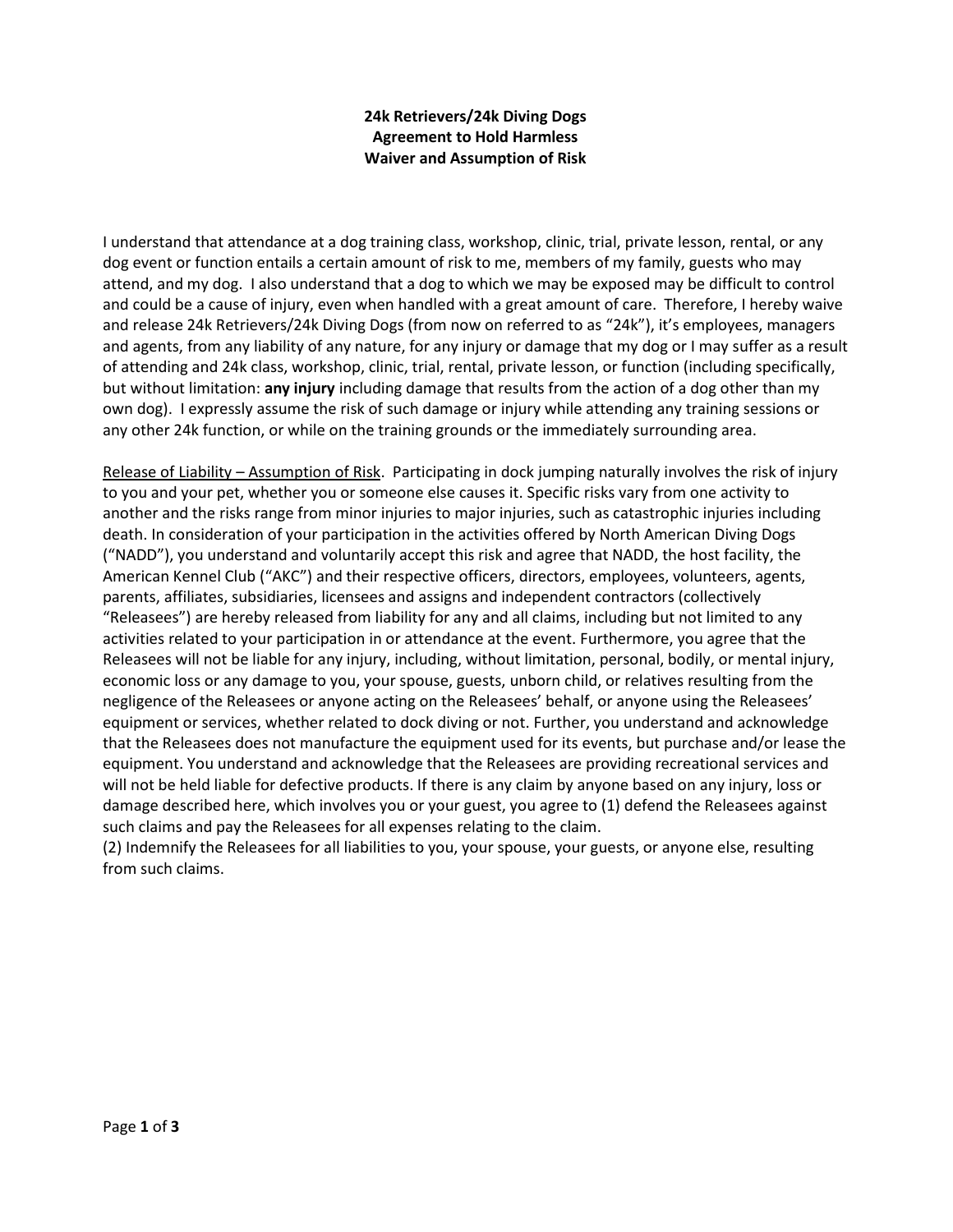**24k Retrievers/24k Diving Dogs**
**Agreement to Hold Harmless**
**Waiver and Assumption of Risk**

I understand that attendance at a dog training class, workshop, clinic, trial, private lesson, rental, or any dog event or function entails a certain amount of risk to me, members of my family, guests who may attend, and my dog. I also understand that a dog to which we may be exposed may be difficult to control and could be a cause of injury, even when handled with a great amount of care. Therefore, I hereby waive and release 24k Retrievers/24k Diving Dogs (from now on referred to as "24k"), it's employees, managers and agents, from any liability of any nature, for any injury or damage that my dog or I may suffer as a result of attending and 24k class, workshop, clinic, trial, rental, private lesson, or function (including specifically, but without limitation: **any injury** including damage that results from the action of a dog other than my own dog). I expressly assume the risk of such damage or injury while attending any training sessions or any other 24k function, or while on the training grounds or the immediately surrounding area.

<u>Release of Liability – Assumption of Risk</u>. Participating in dock jumping naturally involves the risk of injury to you and your pet, whether you or someone else causes it. Specific risks vary from one activity to another and the risks range from minor injuries to major injuries, such as catastrophic injuries including death. In consideration of your participation in the activities offered by North American Diving Dogs ("NADD"), you understand and voluntarily accept this risk and agree that NADD, the host facility, the American Kennel Club ("AKC") and their respective officers, directors, employees, volunteers, agents, parents, affiliates, subsidiaries, licensees and assigns and independent contractors (collectively "Releasees") are hereby released from liability for any and all claims, including but not limited to any activities related to your participation in or attendance at the event. Furthermore, you agree that the Releasees will not be liable for any injury, including, without limitation, personal, bodily, or mental injury, economic loss or any damage to you, your spouse, guests, unborn child, or relatives resulting from the negligence of the Releasees or anyone acting on the Releasees' behalf, or anyone using the Releasees' equipment or services, whether related to dock diving or not. Further, you understand and acknowledge that the Releasees does not manufacture the equipment used for its events, but purchase and/or lease the equipment. You understand and acknowledge that the Releasees are providing recreational services and will not be held liable for defective products. If there is any claim by anyone based on any injury, loss or damage described here, which involves you or your guest, you agree to (1) defend the Releasees against such claims and pay the Releasees for all expenses relating to the claim.
(2) Indemnify the Releasees for all liabilities to you, your spouse, your guests, or anyone else, resulting from such claims.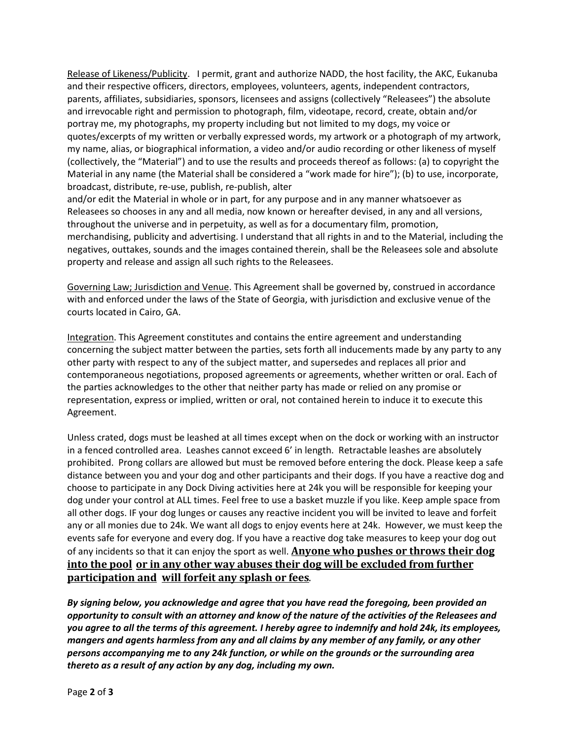<u>Release of Likeness/Publicity</u>. I permit, grant and authorize NADD, the host facility, the AKC, Eukanuba and their respective officers, directors, employees, volunteers, agents, independent contractors, parents, affiliates, subsidiaries, sponsors, licensees and assigns (collectively "Releasees") the absolute and irrevocable right and permission to photograph, film, videotape, record, create, obtain and/or portray me, my photographs, my property including but not limited to my dogs, my voice or quotes/excerpts of my written or verbally expressed words, my artwork or a photograph of my artwork, my name, alias, or biographical information, a video and/or audio recording or other likeness of myself (collectively, the "Material") and to use the results and proceeds thereof as follows: (a) to copyright the Material in any name (the Material shall be considered a "work made for hire"); (b) to use, incorporate, broadcast, distribute, re-use, publish, re-publish, alter
and/or edit the Material in whole or in part, for any purpose and in any manner whatsoever as Releasees so chooses in any and all media, now known or hereafter devised, in any and all versions, throughout the universe and in perpetuity, as well as for a documentary film, promotion, merchandising, publicity and advertising. I understand that all rights in and to the Material, including the negatives, outtakes, sounds and the images contained therein, shall be the Releasees sole and absolute property and release and assign all such rights to the Releasees.

<u>Governing Law; Jurisdiction and Venue</u>. This Agreement shall be governed by, construed in accordance with and enforced under the laws of the State of Georgia, with jurisdiction and exclusive venue of the courts located in Cairo, GA.

<u>Integration</u>. This Agreement constitutes and contains the entire agreement and understanding concerning the subject matter between the parties, sets forth all inducements made by any party to any other party with respect to any of the subject matter, and supersedes and replaces all prior and contemporaneous negotiations, proposed agreements or agreements, whether written or oral. Each of the parties acknowledges to the other that neither party has made or relied on any promise or representation, express or implied, written or oral, not contained herein to induce it to execute this Agreement.

Unless crated, dogs must be leashed at all times except when on the dock or working with an instructor in a fenced controlled area. Leashes cannot exceed 6' in length. Retractable leashes are absolutely prohibited. Prong collars are allowed but must be removed before entering the dock. Please keep a safe distance between you and your dog and other participants and their dogs. If you have a reactive dog and choose to participate in any Dock Diving activities here at 24k you will be responsible for keeping your dog under your control at ALL times. Feel free to use a basket muzzle if you like. Keep ample space from all other dogs. IF your dog lunges or causes any reactive incident you will be invited to leave and forfeit any or all monies due to 24k. We want all dogs to enjoy events here at 24k. However, we must keep the events safe for everyone and every dog. If you have a reactive dog take measures to keep your dog out of any incidents so that it can enjoy the sport as well. <u>**Anyone who pushes or throws their dog into the pool or in any other way abuses their dog will be excluded from further participation and will forfeit any splash or fees**</u>.

***By signing below, you acknowledge and agree that you have read the foregoing, been provided an opportunity to consult with an attorney and know of the nature of the activities of the Releasees and you agree to all the terms of this agreement. I hereby agree to indemnify and hold 24k, its employees, mangers and agents harmless from any and all claims by any member of any family, or any other persons accompanying me to any 24k function, or while on the grounds or the surrounding area thereto as a result of any action by any dog, including my own.***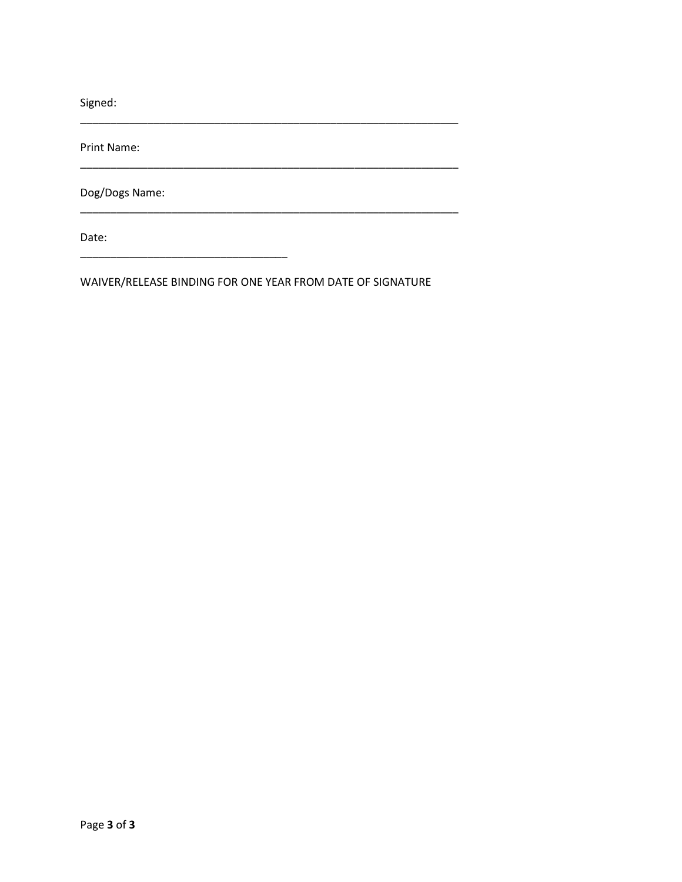Signed:

________________________________________________________________

Print Name:

________________________________________________________________

Dog/Dogs Name:

________________________________________________________________

Date:

__________________________________

WAIVER/RELEASE BINDING FOR ONE YEAR FROM DATE OF SIGNATURE